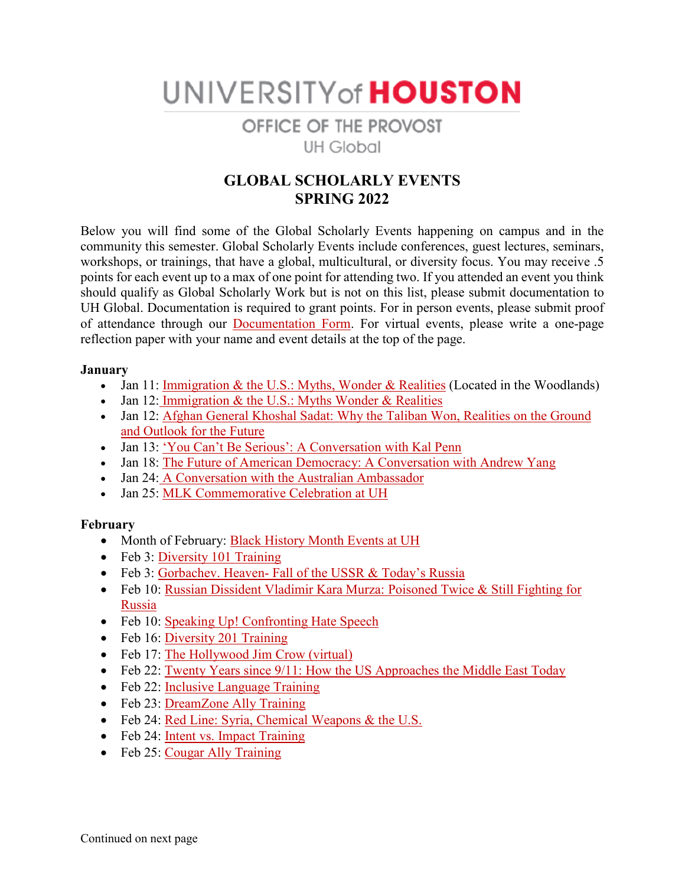# UNIVERSITY of HOUSTON

OFFICE OF THE PROVOST

UH Global

## GLOBAL SCHOLARLY EVENTS
## SPRING 2022

Below you will find some of the Global Scholarly Events happening on campus and in the community this semester. Global Scholarly Events include conferences, guest lectures, seminars, workshops, or trainings, that have a global, multicultural, or diversity focus. You may receive .5 points for each event up to a max of one point for attending two. If you attended an event you think should qualify as Global Scholarly Work but is not on this list, please submit documentation to UH Global. Documentation is required to grant points. For in person events, please submit proof of attendance through our Documentation Form. For virtual events, please write a one-page reflection paper with your name and event details at the top of the page.

**January**

- Jan 11: Immigration & the U.S.: Myths, Wonder & Realities (Located in the Woodlands)
- Jan 12: Immigration & the U.S.: Myths Wonder & Realities
- Jan 12: Afghan General Khoshal Sadat: Why the Taliban Won, Realities on the Ground and Outlook for the Future
- Jan 13: 'You Can't Be Serious': A Conversation with Kal Penn
- Jan 18: The Future of American Democracy: A Conversation with Andrew Yang
- Jan 24: A Conversation with the Australian Ambassador
- Jan 25: MLK Commemorative Celebration at UH

**February**

- Month of February: Black History Month Events at UH
- Feb 3: Diversity 101 Training
- Feb 3: Gorbachev. Heaven- Fall of the USSR & Today's Russia
- Feb 10: Russian Dissident Vladimir Kara Murza: Poisoned Twice & Still Fighting for Russia
- Feb 10: Speaking Up! Confronting Hate Speech
- Feb 16: Diversity 201 Training
- Feb 17: The Hollywood Jim Crow (virtual)
- Feb 22: Twenty Years since 9/11: How the US Approaches the Middle East Today
- Feb 22: Inclusive Language Training
- Feb 23: DreamZone Ally Training
- Feb 24: Red Line: Syria, Chemical Weapons & the U.S.
- Feb 24: Intent vs. Impact Training
- Feb 25: Cougar Ally Training

Continued on next page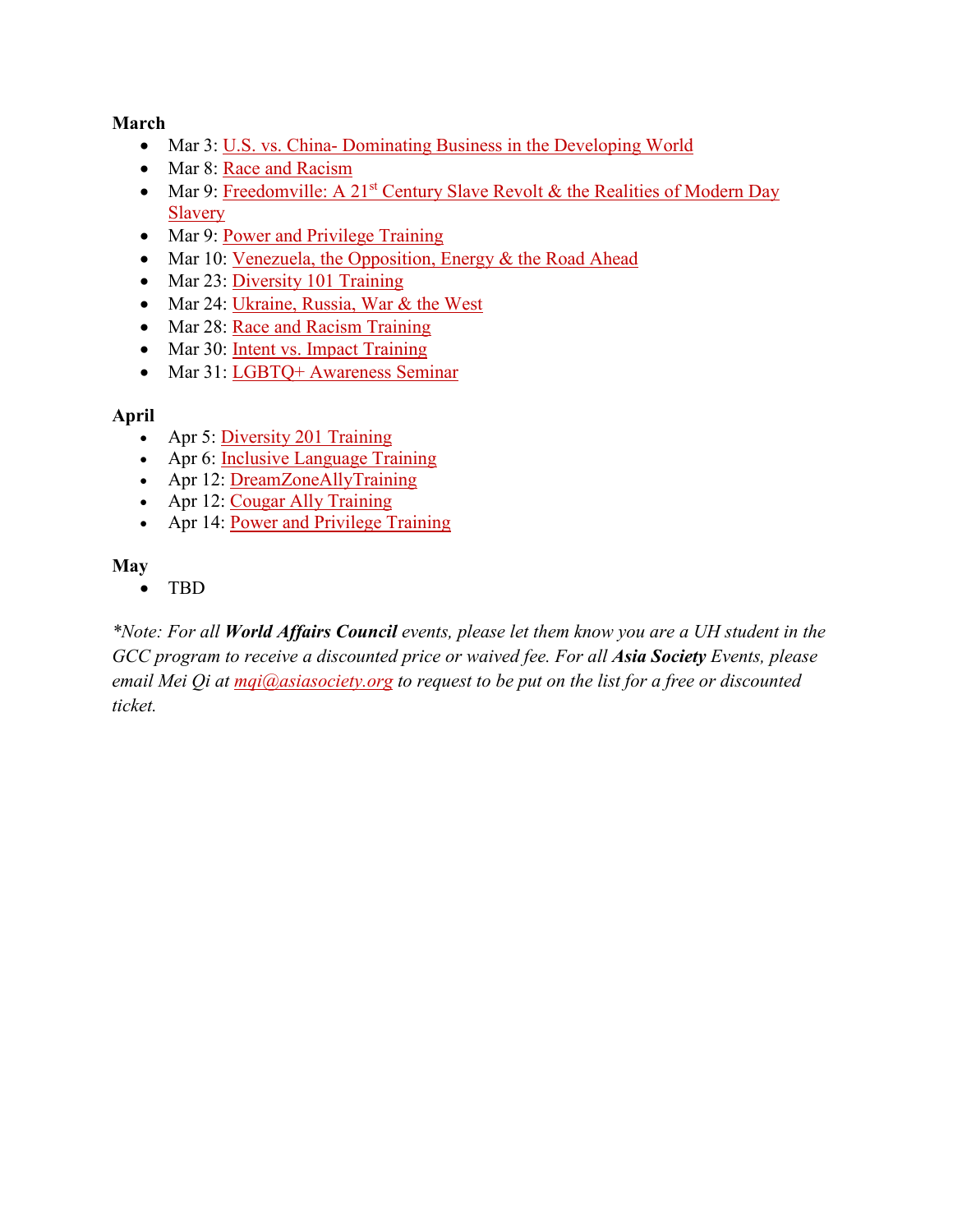**March**

- Mar 3: U.S. vs. China- Dominating Business in the Developing World
- Mar 8: Race and Racism
- Mar 9: Freedomville: A 21st Century Slave Revolt & the Realities of Modern Day Slavery
- Mar 9: Power and Privilege Training
- Mar 10: Venezuela, the Opposition, Energy & the Road Ahead
- Mar 23: Diversity 101 Training
- Mar 24: Ukraine, Russia, War & the West
- Mar 28: Race and Racism Training
- Mar 30: Intent vs. Impact Training
- Mar 31: LGBTQ+ Awareness Seminar

**April**

- Apr 5: Diversity 201 Training
- Apr 6: Inclusive Language Training
- Apr 12: DreamZoneAllyTraining
- Apr 12: Cougar Ally Training
- Apr 14: Power and Privilege Training

**May**

- TBD

*\*Note: For all **World Affairs Council** events, please let them know you are a UH student in the GCC program to receive a discounted price or waived fee. For all **Asia Society** Events, please email Mei Qi at mqi@asiasociety.org to request to be put on the list for a free or discounted ticket.*